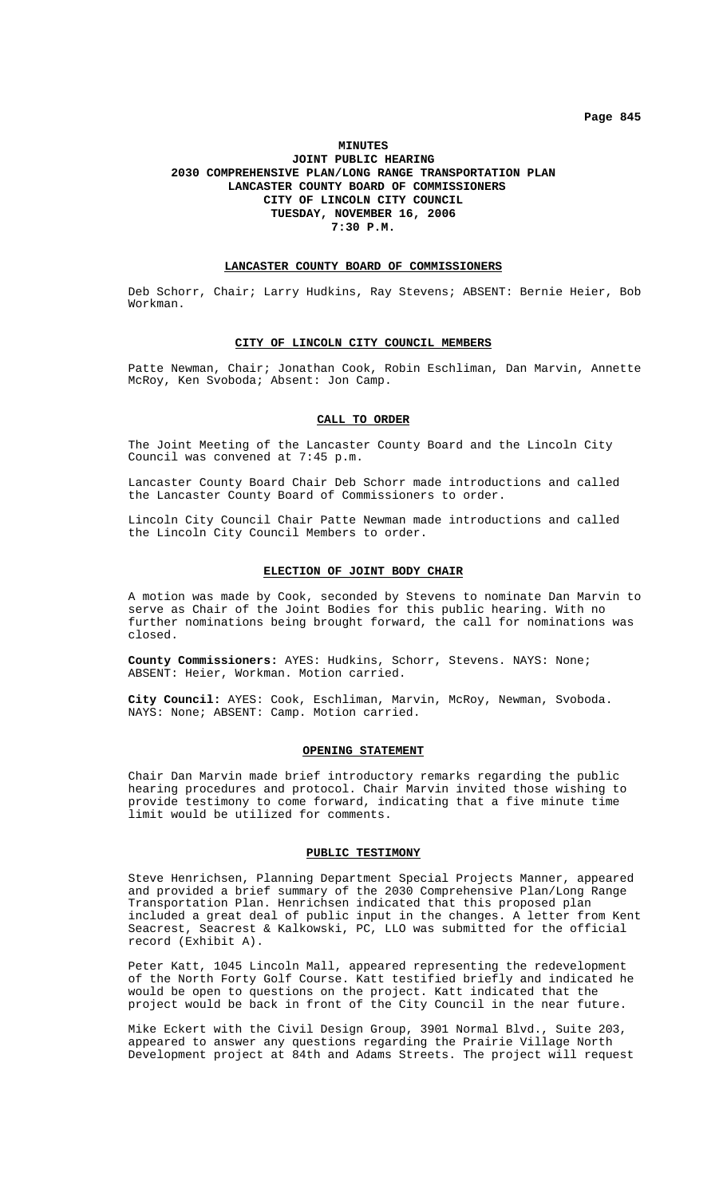# MINUTES
## JOINT PUBLIC HEARING
## 2030 COMPREHENSIVE PLAN/LONG RANGE TRANSPORTATION PLAN
## LANCASTER COUNTY BOARD OF COMMISSIONERS
## CITY OF LINCOLN CITY COUNCIL
## TUESDAY, NOVEMBER 16, 2006
## 7:30 P.M.

### LANCASTER COUNTY BOARD OF COMMISSIONERS

Deb Schorr, Chair; Larry Hudkins, Ray Stevens; ABSENT: Bernie Heier, Bob Workman.

### CITY OF LINCOLN CITY COUNCIL MEMBERS

Patte Newman, Chair; Jonathan Cook, Robin Eschliman, Dan Marvin, Annette McRoy, Ken Svoboda; Absent: Jon Camp.

### CALL TO ORDER

The Joint Meeting of the Lancaster County Board and the Lincoln City Council was convened at 7:45 p.m.

Lancaster County Board Chair Deb Schorr made introductions and called the Lancaster County Board of Commissioners to order.

Lincoln City Council Chair Patte Newman made introductions and called the Lincoln City Council Members to order.

### ELECTION OF JOINT BODY CHAIR

A motion was made by Cook, seconded by Stevens to nominate Dan Marvin to serve as Chair of the Joint Bodies for this public hearing. With no further nominations being brought forward, the call for nominations was closed.

**County Commissioners:** AYES: Hudkins, Schorr, Stevens. NAYS: None; ABSENT: Heier, Workman. Motion carried.

**City Council:** AYES: Cook, Eschliman, Marvin, McRoy, Newman, Svoboda. NAYS: None; ABSENT: Camp. Motion carried.

### OPENING STATEMENT

Chair Dan Marvin made brief introductory remarks regarding the public hearing procedures and protocol. Chair Marvin invited those wishing to provide testimony to come forward, indicating that a five minute time limit would be utilized for comments.

### PUBLIC TESTIMONY

Steve Henrichsen, Planning Department Special Projects Manner, appeared and provided a brief summary of the 2030 Comprehensive Plan/Long Range Transportation Plan. Henrichsen indicated that this proposed plan included a great deal of public input in the changes. A letter from Kent Seacrest, Seacrest & Kalkowski, PC, LLO was submitted for the official record (Exhibit A).

Peter Katt, 1045 Lincoln Mall, appeared representing the redevelopment of the North Forty Golf Course. Katt testified briefly and indicated he would be open to questions on the project. Katt indicated that the project would be back in front of the City Council in the near future.

Mike Eckert with the Civil Design Group, 3901 Normal Blvd., Suite 203, appeared to answer any questions regarding the Prairie Village North Development project at 84th and Adams Streets. The project will request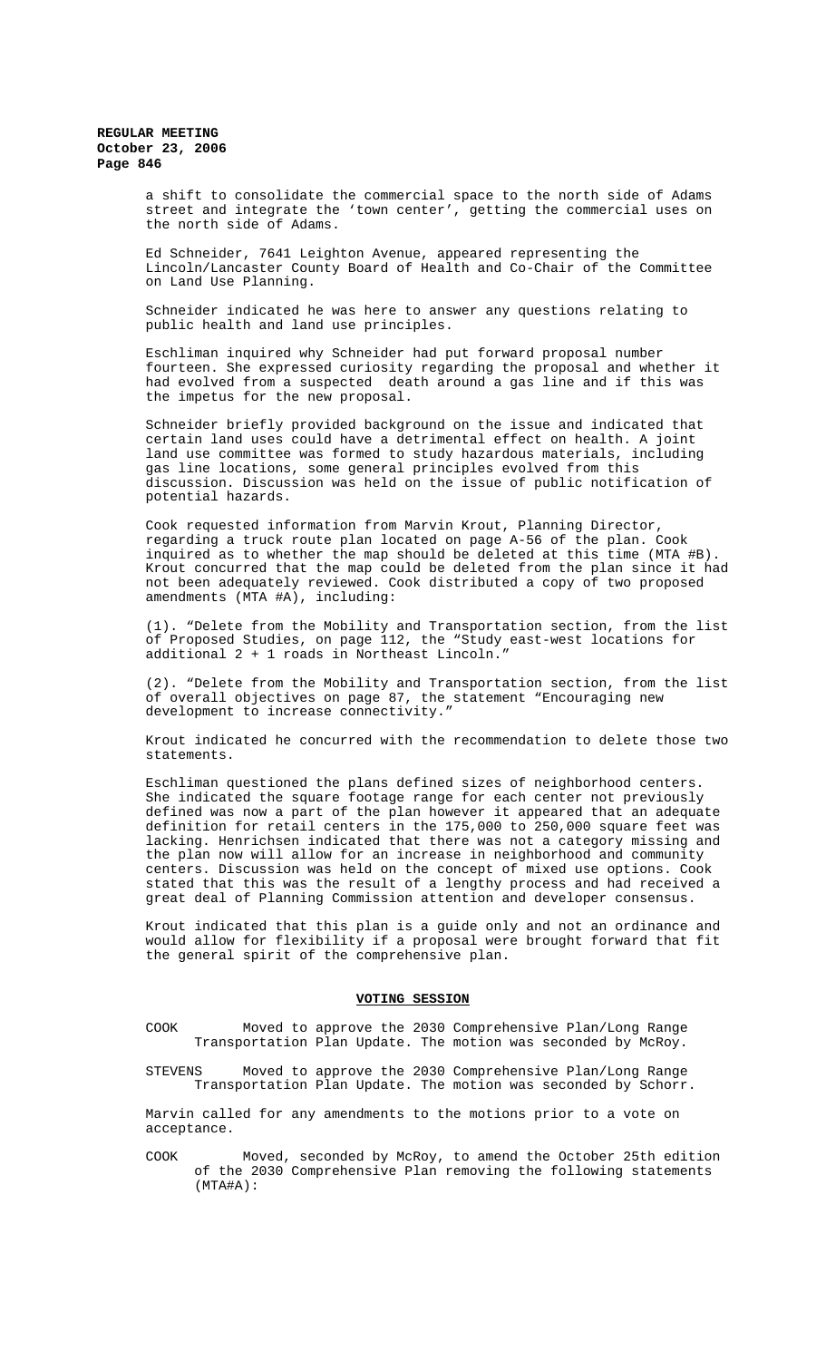a shift to consolidate the commercial space to the north side of Adams street and integrate the 'town center', getting the commercial uses on the north side of Adams.

Ed Schneider, 7641 Leighton Avenue, appeared representing the Lincoln/Lancaster County Board of Health and Co-Chair of the Committee on Land Use Planning.

Schneider indicated he was here to answer any questions relating to public health and land use principles.

Eschliman inquired why Schneider had put forward proposal number fourteen. She expressed curiosity regarding the proposal and whether it had evolved from a suspected death around a gas line and if this was the impetus for the new proposal.

Schneider briefly provided background on the issue and indicated that certain land uses could have a detrimental effect on health. A joint land use committee was formed to study hazardous materials, including gas line locations, some general principles evolved from this discussion. Discussion was held on the issue of public notification of potential hazards.

Cook requested information from Marvin Krout, Planning Director, regarding a truck route plan located on page A-56 of the plan. Cook inquired as to whether the map should be deleted at this time (MTA #B). Krout concurred that the map could be deleted from the plan since it had not been adequately reviewed. Cook distributed a copy of two proposed amendments (MTA #A), including:

(1). "Delete from the Mobility and Transportation section, from the list of Proposed Studies, on page 112, the "Study east-west locations for additional 2 + 1 roads in Northeast Lincoln."

(2). "Delete from the Mobility and Transportation section, from the list of overall objectives on page 87, the statement "Encouraging new development to increase connectivity."

Krout indicated he concurred with the recommendation to delete those two statements.

Eschliman questioned the plans defined sizes of neighborhood centers. She indicated the square footage range for each center not previously defined was now a part of the plan however it appeared that an adequate definition for retail centers in the 175,000 to 250,000 square feet was lacking. Henrichsen indicated that there was not a category missing and the plan now will allow for an increase in neighborhood and community centers. Discussion was held on the concept of mixed use options. Cook stated that this was the result of a lengthy process and had received a great deal of Planning Commission attention and developer consensus.

Krout indicated that this plan is a guide only and not an ordinance and would allow for flexibility if a proposal were brought forward that fit the general spirit of the comprehensive plan.

## VOTING SESSION

COOK Moved to approve the 2030 Comprehensive Plan/Long Range Transportation Plan Update. The motion was seconded by McRoy.

STEVENS Moved to approve the 2030 Comprehensive Plan/Long Range Transportation Plan Update. The motion was seconded by Schorr.

Marvin called for any amendments to the motions prior to a vote on acceptance.

COOK Moved, seconded by McRoy, to amend the October 25th edition of the 2030 Comprehensive Plan removing the following statements (MTA#A):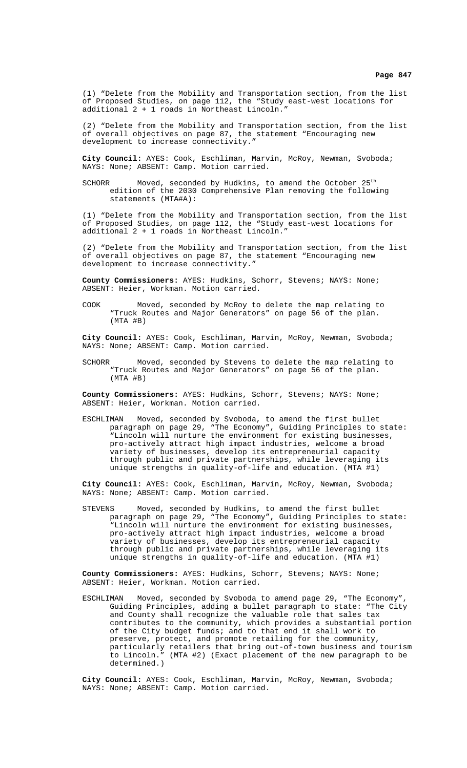(1) "Delete from the Mobility and Transportation section, from the list of Proposed Studies, on page 112, the "Study east-west locations for additional 2 + 1 roads in Northeast Lincoln."

(2) "Delete from the Mobility and Transportation section, from the list of overall objectives on page 87, the statement "Encouraging new development to increase connectivity."

**City Council:** AYES: Cook, Eschliman, Marvin, McRoy, Newman, Svoboda; NAYS: None; ABSENT: Camp. Motion carried.

SCHORR Moved, seconded by Hudkins, to amend the October 25th edition of the 2030 Comprehensive Plan removing the following statements (MTA#A):

(1) "Delete from the Mobility and Transportation section, from the list of Proposed Studies, on page 112, the "Study east-west locations for additional 2 + 1 roads in Northeast Lincoln."

(2) "Delete from the Mobility and Transportation section, from the list of overall objectives on page 87, the statement "Encouraging new development to increase connectivity."

**County Commissioners:** AYES: Hudkins, Schorr, Stevens; NAYS: None; ABSENT: Heier, Workman. Motion carried.

COOK Moved, seconded by McRoy to delete the map relating to "Truck Routes and Major Generators" on page 56 of the plan. (MTA #B)

**City Council:** AYES: Cook, Eschliman, Marvin, McRoy, Newman, Svoboda; NAYS: None; ABSENT: Camp. Motion carried.

SCHORR Moved, seconded by Stevens to delete the map relating to "Truck Routes and Major Generators" on page 56 of the plan. (MTA #B)

**County Commissioners:** AYES: Hudkins, Schorr, Stevens; NAYS: None; ABSENT: Heier, Workman. Motion carried.

ESCHLIMAN Moved, seconded by Svoboda, to amend the first bullet paragraph on page 29, "The Economy", Guiding Principles to state: "Lincoln will nurture the environment for existing businesses, pro-actively attract high impact industries, welcome a broad variety of businesses, develop its entrepreneurial capacity through public and private partnerships, while leveraging its unique strengths in quality-of-life and education. (MTA #1)

**City Council:** AYES: Cook, Eschliman, Marvin, McRoy, Newman, Svoboda; NAYS: None; ABSENT: Camp. Motion carried.

STEVENS Moved, seconded by Hudkins, to amend the first bullet paragraph on page 29, "The Economy", Guiding Principles to state: "Lincoln will nurture the environment for existing businesses, pro-actively attract high impact industries, welcome a broad variety of businesses, develop its entrepreneurial capacity through public and private partnerships, while leveraging its unique strengths in quality-of-life and education. (MTA #1)

**County Commissioners:** AYES: Hudkins, Schorr, Stevens; NAYS: None; ABSENT: Heier, Workman. Motion carried.

ESCHLIMAN Moved, seconded by Svoboda to amend page 29, "The Economy", Guiding Principles, adding a bullet paragraph to state: "The City and County shall recognize the valuable role that sales tax contributes to the community, which provides a substantial portion of the City budget funds; and to that end it shall work to preserve, protect, and promote retailing for the community, particularly retailers that bring out-of-town business and tourism to Lincoln." (MTA #2) (Exact placement of the new paragraph to be determined.)

**City Council:** AYES: Cook, Eschliman, Marvin, McRoy, Newman, Svoboda; NAYS: None; ABSENT: Camp. Motion carried.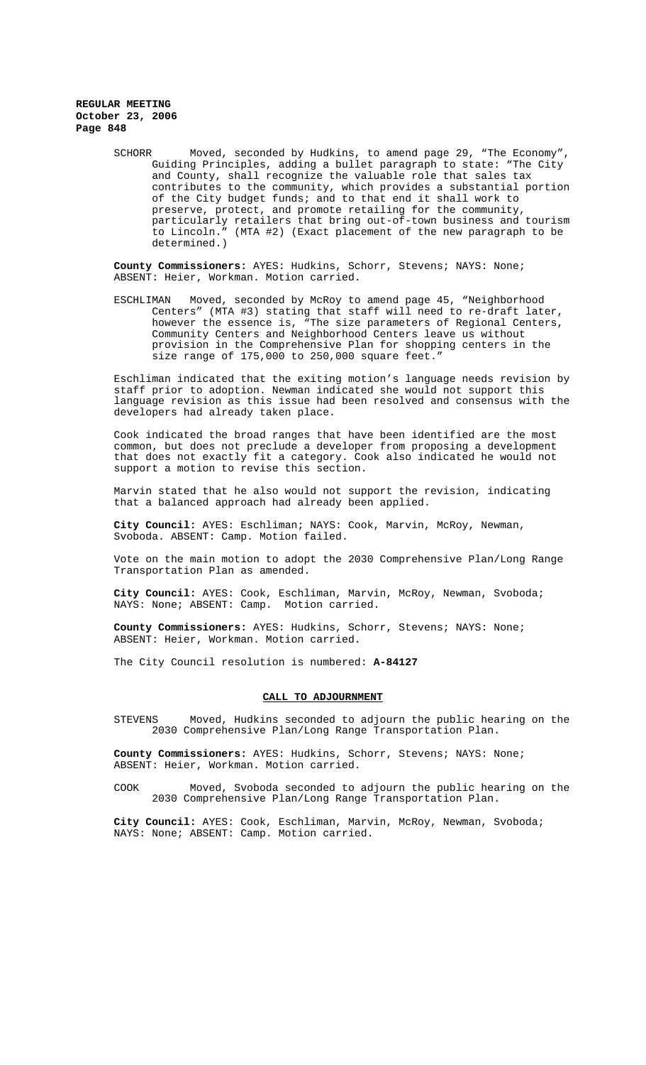SCHORR Moved, seconded by Hudkins, to amend page 29, "The Economy", Guiding Principles, adding a bullet paragraph to state: "The City and County, shall recognize the valuable role that sales tax contributes to the community, which provides a substantial portion of the City budget funds; and to that end it shall work to preserve, protect, and promote retailing for the community, particularly retailers that bring out-of-town business and tourism to Lincoln." (MTA #2) (Exact placement of the new paragraph to be determined.)

**County Commissioners:** AYES: Hudkins, Schorr, Stevens; NAYS: None; ABSENT: Heier, Workman. Motion carried.

ESCHLIMAN Moved, seconded by McRoy to amend page 45, "Neighborhood Centers" (MTA #3) stating that staff will need to re-draft later, however the essence is, "The size parameters of Regional Centers, Community Centers and Neighborhood Centers leave us without provision in the Comprehensive Plan for shopping centers in the size range of 175,000 to 250,000 square feet."

Eschliman indicated that the exiting motion's language needs revision by staff prior to adoption. Newman indicated she would not support this language revision as this issue had been resolved and consensus with the developers had already taken place.

Cook indicated the broad ranges that have been identified are the most common, but does not preclude a developer from proposing a development that does not exactly fit a category. Cook also indicated he would not support a motion to revise this section.

Marvin stated that he also would not support the revision, indicating that a balanced approach had already been applied.

**City Council:** AYES: Eschliman; NAYS: Cook, Marvin, McRoy, Newman, Svoboda. ABSENT: Camp. Motion failed.

Vote on the main motion to adopt the 2030 Comprehensive Plan/Long Range Transportation Plan as amended.

**City Council:** AYES: Cook, Eschliman, Marvin, McRoy, Newman, Svoboda; NAYS: None; ABSENT: Camp. Motion carried.

**County Commissioners:** AYES: Hudkins, Schorr, Stevens; NAYS: None; ABSENT: Heier, Workman. Motion carried.

The City Council resolution is numbered: **A-84127**

## CALL TO ADJOURNMENT

STEVENS Moved, Hudkins seconded to adjourn the public hearing on the 2030 Comprehensive Plan/Long Range Transportation Plan.

**County Commissioners:** AYES: Hudkins, Schorr, Stevens; NAYS: None; ABSENT: Heier, Workman. Motion carried.

COOK Moved, Svoboda seconded to adjourn the public hearing on the 2030 Comprehensive Plan/Long Range Transportation Plan.

**City Council:** AYES: Cook, Eschliman, Marvin, McRoy, Newman, Svoboda; NAYS: None; ABSENT: Camp. Motion carried.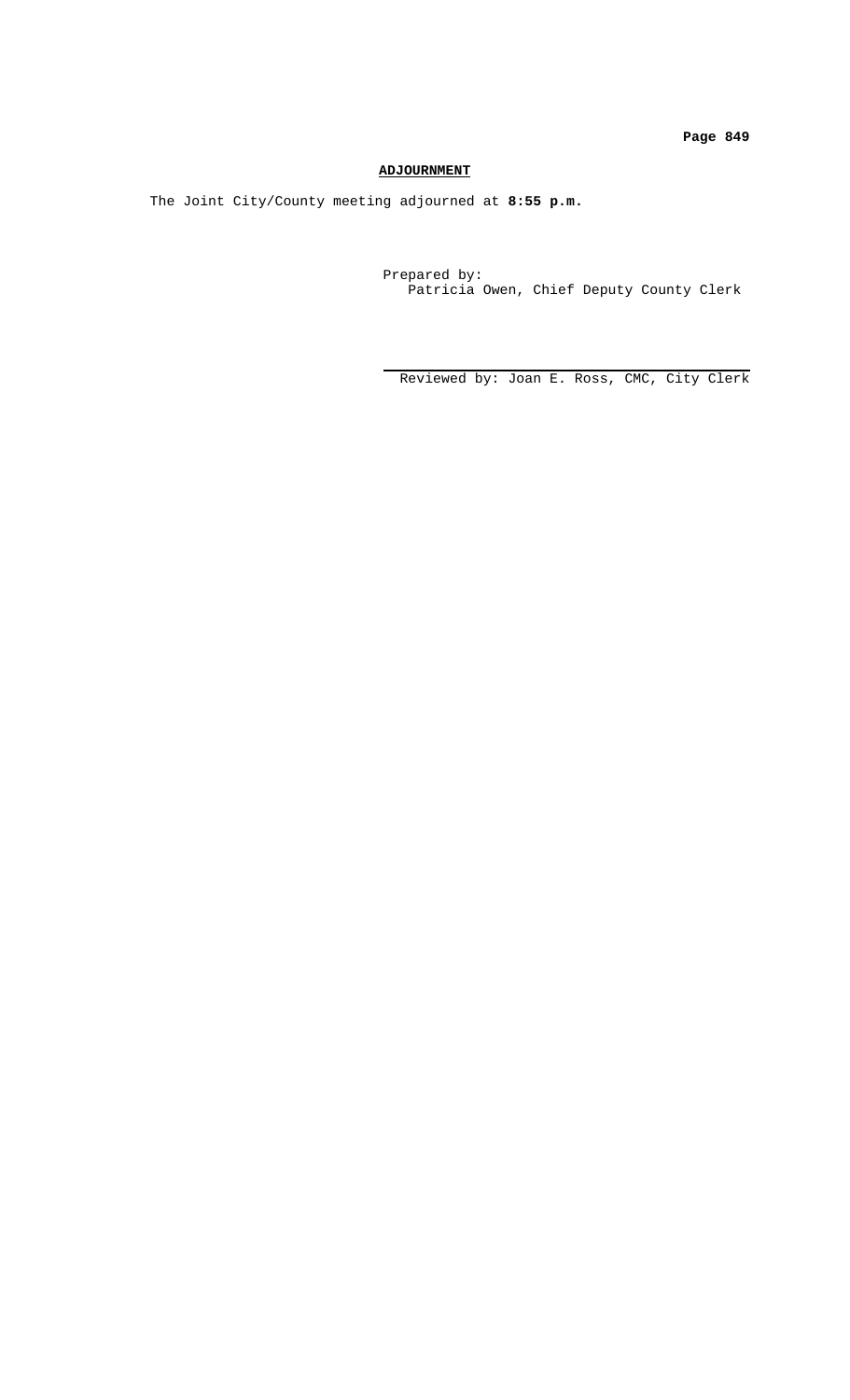## ADJOURNMENT

The Joint City/County meeting adjourned at **8:55 p.m.**

Prepared by:
Patricia Owen, Chief Deputy County Clerk

Reviewed by: Joan E. Ross, CMC, City Clerk